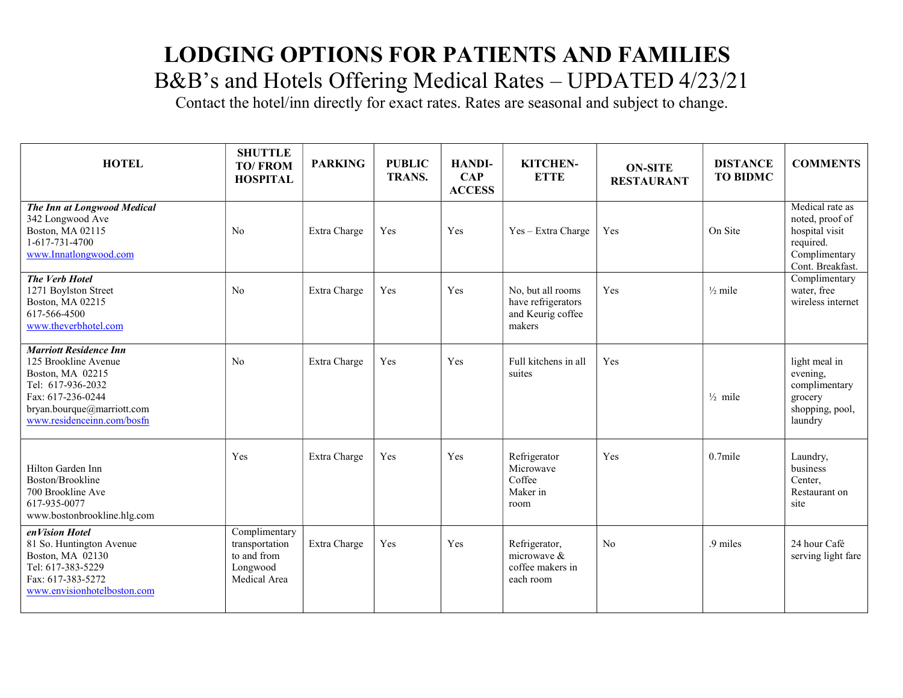# LODGING OPTIONS FOR PATIENTS AND FAMILIES

## B&B's and Hotels Offering Medical Rates – UPDATED 4/23/21

Contact the hotel/inn directly for exact rates. Rates are seasonal and subject to change.

| HOTEL | SHUTTLE TO/ FROM HOSPITAL | PARKING | PUBLIC TRANS. | HANDI-CAP ACCESS | KITCHEN-ETTE | ON-SITE RESTAURANT | DISTANCE TO BIDMC | COMMENTS |
|---|---|---|---|---|---|---|---|---|
| ***The Inn at Longwood Medical***<br>342 Longwood Ave<br>Boston, MA 02115<br>1-617-731-4700<br>www.Innatlongwood.com | No | Extra Charge | Yes | Yes | Yes – Extra Charge | Yes | On Site | Medical rate as noted, proof of hospital visit required. Complimentary Cont. Breakfast. |
| ***The Verb Hotel***<br>1271 Boylston Street<br>Boston, MA 02215<br>617-566-4500<br>www.theverbhotel.com | No | Extra Charge | Yes | Yes | No, but all rooms have refrigerators and Keurig coffee makers | Yes | ½ mile | Complimentary water, free wireless internet |
| ***Marriott Residence Inn***<br>125 Brookline Avenue<br>Boston, MA 02215<br>Tel: 617-936-2032<br>Fax: 617-236-0244<br>bryan.bourque@marriott.com<br>www.residenceinn.com/bosfn | No | Extra Charge | Yes | Yes | Full kitchens in all suites | Yes | ½ mile | light meal in evening, complimentary grocery shopping, pool, laundry |
| Hilton Garden Inn<br>Boston/Brookline<br>700 Brookline Ave<br>617-935-0077<br>www.bostonbrookline.hlg.com | Yes | Extra Charge | Yes | Yes | Refrigerator Microwave Coffee Maker in room | Yes | 0.7mile | Laundry, business Center, Restaurant on site |
| ***enVision Hotel***<br>81 So. Huntington Avenue<br>Boston, MA 02130<br>Tel: 617-383-5229<br>Fax: 617-383-5272<br>www.envisionhotelboston.com | Complimentary transportation to and from Longwood Medical Area | Extra Charge | Yes | Yes | Refrigerator, microwave & coffee makers in each room | No | .9 miles | 24 hour Café serving light fare |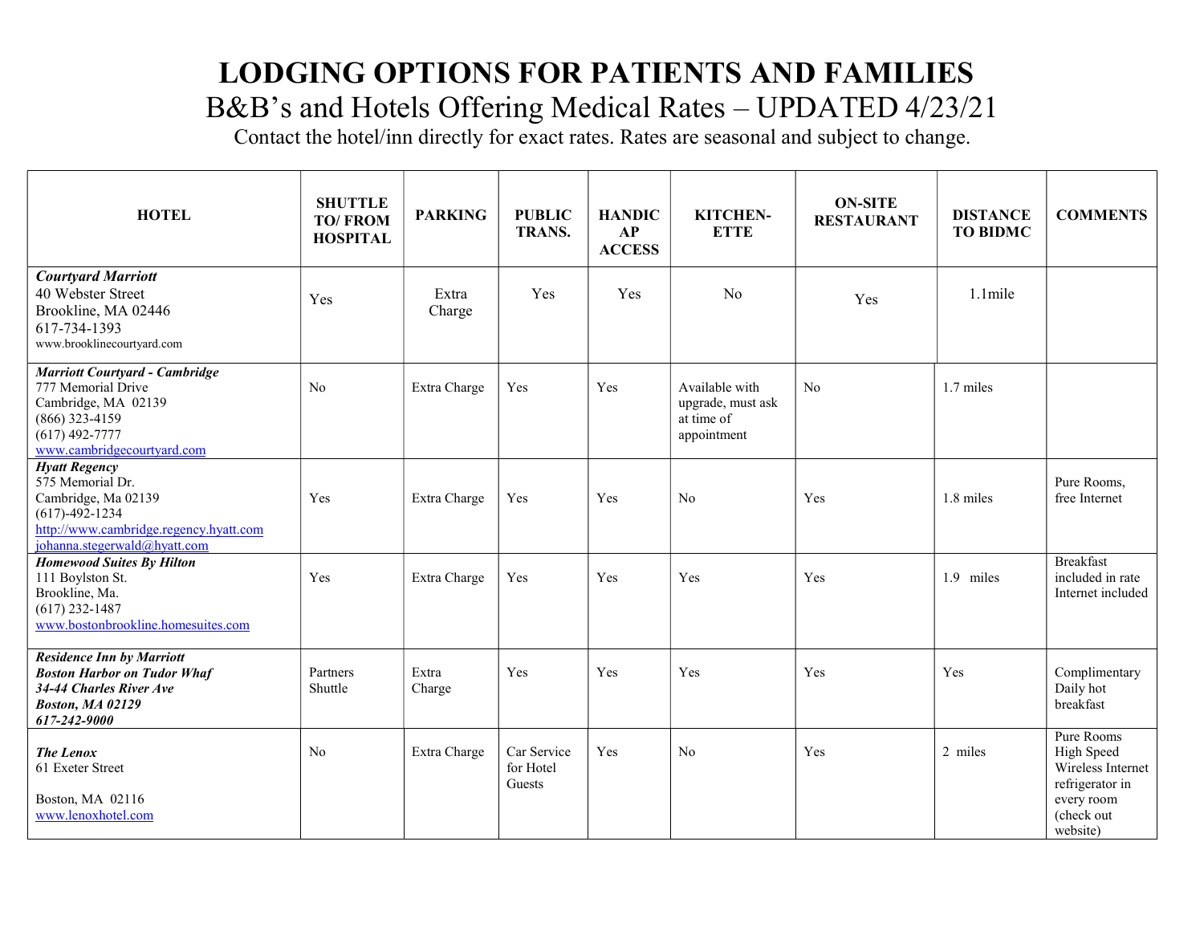# LODGING OPTIONS FOR PATIENTS AND FAMILIES

## B&B's and Hotels Offering Medical Rates – UPDATED 4/23/21

Contact the hotel/inn directly for exact rates. Rates are seasonal and subject to change.

| HOTEL | SHUTTLE TO/ FROM HOSPITAL | PARKING | PUBLIC TRANS. | HANDICAP ACCESS | KITCHEN-ETTE | ON-SITE RESTAURANT | DISTANCE TO BIDMC | COMMENTS |
|---|---|---|---|---|---|---|---|---|
| ***Courtyard Marriott***<br>40 Webster Street<br>Brookline, MA 02446<br>617-734-1393<br>www.brooklinecourtyard.com | Yes | Extra Charge | Yes | Yes | No | Yes | 1.1mile | |
| ***Marriott Courtyard - Cambridge***<br>777 Memorial Drive<br>Cambridge, MA 02139<br>(866) 323-4159<br>(617) 492-7777<br>www.cambridgecourtyard.com | No | Extra Charge | Yes | Yes | Available with upgrade, must ask at time of appointment | No | 1.7 miles | |
| ***Hyatt Regency***<br>575 Memorial Dr.<br>Cambridge, Ma 02139<br>(617)-492-1234<br>http://www.cambridge.regency.hyatt.com<br>johanna.stegerwald@hyatt.com | Yes | Extra Charge | Yes | Yes | No | Yes | 1.8 miles | Pure Rooms, free Internet |
| ***Homewood Suites By Hilton***<br>111 Boylston St.<br>Brookline, Ma.<br>(617) 232-1487<br>www.bostonbrookline.homesuites.com | Yes | Extra Charge | Yes | Yes | Yes | Yes | 1.9 miles | Breakfast included in rate Internet included |
| ***Residence Inn by Marriott Boston Harbor on Tudor Whaf 34-44 Charles River Ave Boston, MA 02129 617-242-9000*** | Partners Shuttle | Extra Charge | Yes | Yes | Yes | Yes | Yes | Complimentary Daily hot breakfast |
| ***The Lenox***<br>61 Exeter Street<br><br>Boston, MA 02116<br>www.lenoxhotel.com | No | Extra Charge | Car Service for Hotel Guests | Yes | No | Yes | 2 miles | Pure Rooms High Speed Wireless Internet refrigerator in every room (check out website) |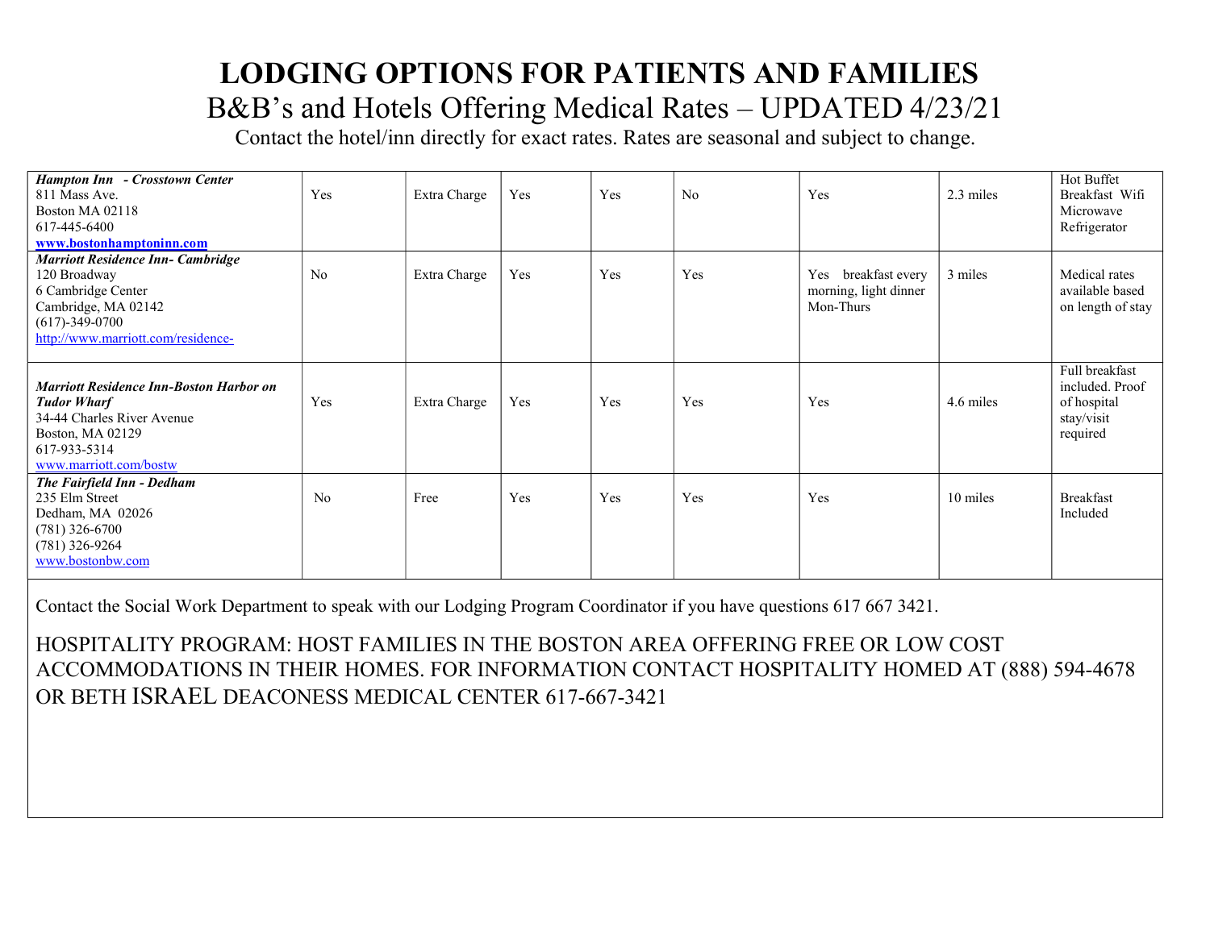# LODGING OPTIONS FOR PATIENTS AND FAMILIES

## B&B's and Hotels Offering Medical Rates – UPDATED 4/23/21

Contact the hotel/inn directly for exact rates. Rates are seasonal and subject to change.

| | | | | | | | | |
|---|---|---|---|---|---|---|---|---|
| ***Hampton Inn - Crosstown Center***<br>811 Mass Ave.<br>Boston MA 02118<br>617-445-6400<br>**www.bostonhamptoninn.com** | Yes | Extra Charge | Yes | Yes | No | Yes | 2.3 miles | Hot Buffet Breakfast Wifi Microwave Refrigerator |
| ***Marriott Residence Inn- Cambridge***<br>120 Broadway<br>6 Cambridge Center<br>Cambridge, MA 02142<br>(617)-349-0700<br>http://www.marriott.com/residence- | No | Extra Charge | Yes | Yes | Yes | Yes breakfast every morning, light dinner Mon-Thurs | 3 miles | Medical rates available based on length of stay |
| ***Marriott Residence Inn-Boston Harbor on Tudor Wharf***<br>34-44 Charles River Avenue<br>Boston, MA 02129<br>617-933-5314<br>www.marriott.com/bostw | Yes | Extra Charge | Yes | Yes | Yes | Yes | 4.6 miles | Full breakfast included. Proof of hospital stay/visit required |
| ***The Fairfield Inn - Dedham***<br>235 Elm Street<br>Dedham, MA 02026<br>(781) 326-6700<br>(781) 326-9264<br>www.bostonbw.com | No | Free | Yes | Yes | Yes | Yes | 10 miles | Breakfast Included |

Contact the Social Work Department to speak with our Lodging Program Coordinator if you have questions 617 667 3421.

HOSPITALITY PROGRAM: HOST FAMILIES IN THE BOSTON AREA OFFERING FREE OR LOW COST ACCOMMODATIONS IN THEIR HOMES. FOR INFORMATION CONTACT HOSPITALITY HOMED AT (888) 594-4678 OR BETH ISRAEL DEACONESS MEDICAL CENTER 617-667-3421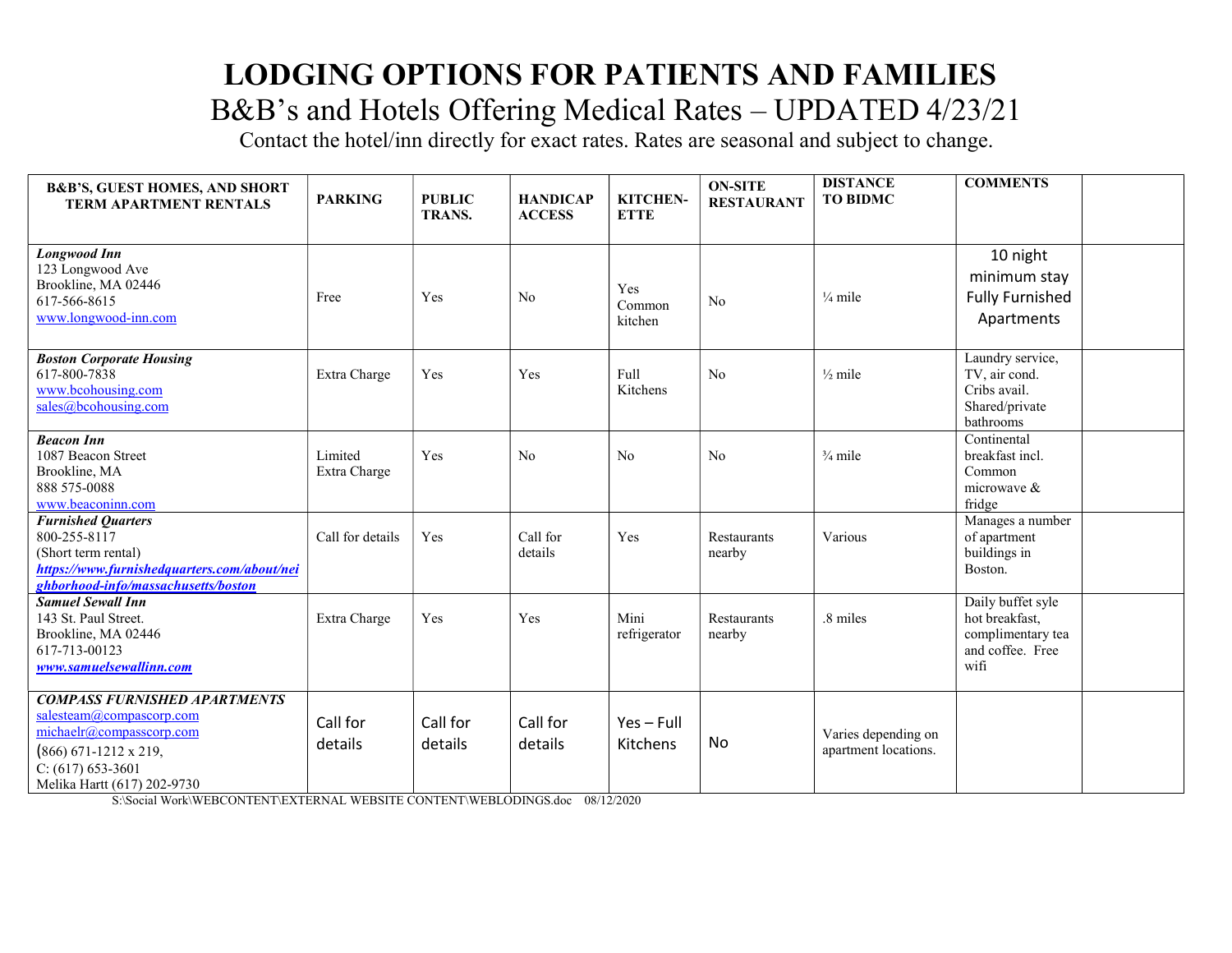# LODGING OPTIONS FOR PATIENTS AND FAMILIES

## B&B's and Hotels Offering Medical Rates – UPDATED 4/23/21

Contact the hotel/inn directly for exact rates. Rates are seasonal and subject to change.

| B&B'S, GUEST HOMES, AND SHORT TERM APARTMENT RENTALS | PARKING | PUBLIC TRANS. | HANDICAP ACCESS | KITCHEN-ETTE | ON-SITE RESTAURANT | DISTANCE TO BIDMC | COMMENTS | |
|---|---|---|---|---|---|---|---|---|
| ***Longwood Inn***<br>123 Longwood Ave<br>Brookline, MA 02446<br>617-566-8615<br>www.longwood-inn.com | Free | Yes | No | Yes Common kitchen | No | ¼ mile | 10 night minimum stay Fully Furnished Apartments | |
| ***Boston Corporate Housing***<br>617-800-7838<br>www.bcohousing.com<br>sales@bcohousing.com | Extra Charge | Yes | Yes | Full Kitchens | No | ½ mile | Laundry service, TV, air cond. Cribs avail. Shared/private bathrooms | |
| ***Beacon Inn***<br>1087 Beacon Street<br>Brookline, MA<br>888 575-0088<br>www.beaconinn.com | Limited Extra Charge | Yes | No | No | No | ¾ mile | Continental breakfast incl. Common microwave & fridge | |
| ***Furnished Quarters***<br>800-255-8117<br>(Short term rental)<br>***https://www.furnishedquarters.com/about/neighborhood-info/massachusetts/boston*** | Call for details | Yes | Call for details | Yes | Restaurants nearby | Various | Manages a number of apartment buildings in Boston. | |
| ***Samuel Sewall Inn***<br>143 St. Paul Street.<br>Brookline, MA 02446<br>617-713-00123<br>***www.samuelsewallinn.com*** | Extra Charge | Yes | Yes | Mini refrigerator | Restaurants nearby | .8 miles | Daily buffet syle hot breakfast, complimentary tea and coffee. Free wifi | |
| ***COMPASS FURNISHED APARTMENTS***<br>salesteam@compascorp.com<br>michaelr@compasscorp.com<br>(866) 671-1212 x 219,<br>C: (617) 653-3601<br>Melika Hartt (617) 202-9730 | Call for details | Call for details | Call for details | Yes – Full Kitchens | No | Varies depending on apartment locations. | | |

S:\Social Work\WEBCONTENT\EXTERNAL WEBSITE CONTENT\WEBLODINGS.doc 08/12/2020